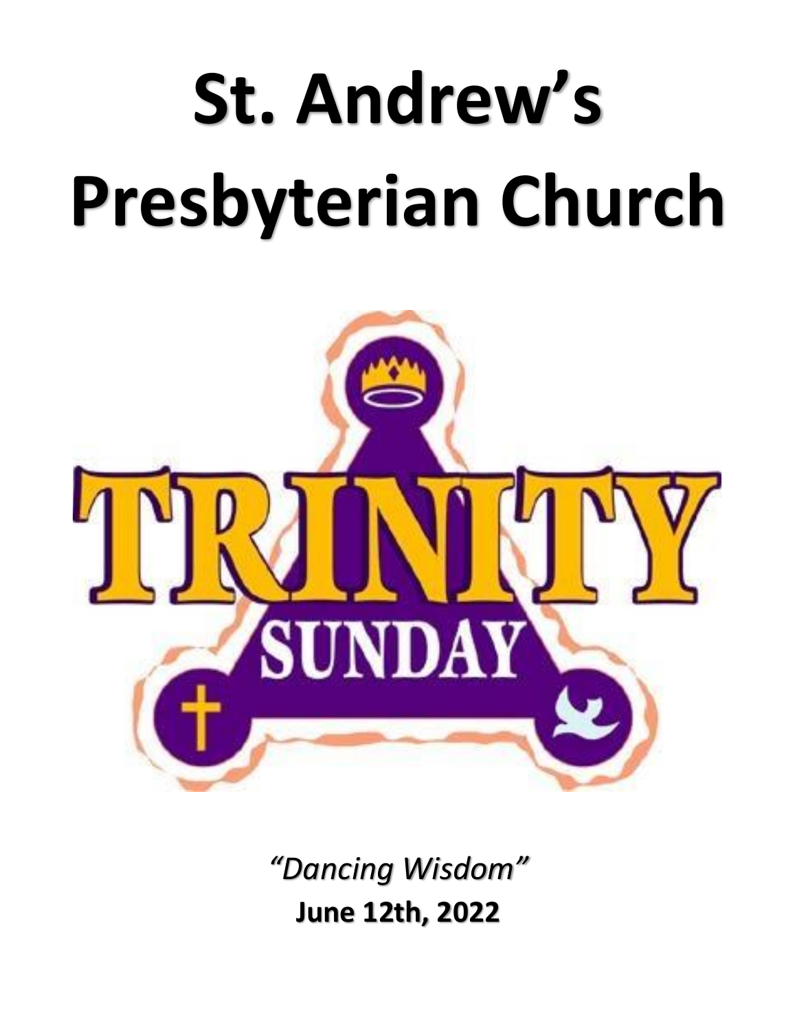# St. Andrew's Presbyterian Church

TRINITY SUNDAY

*"Dancing Wisdom"*

**June 12th, 2022**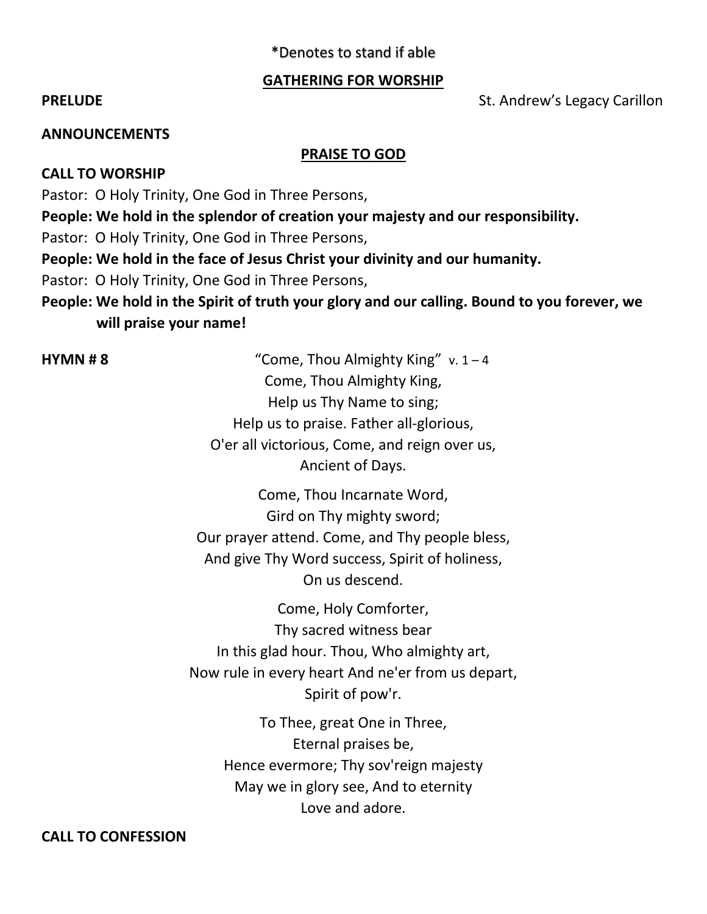*Denotes to stand if able

## GATHERING FOR WORSHIP

**PRELUDE** St. Andrew's Legacy Carillon

**ANNOUNCEMENTS**

## PRAISE TO GOD

**CALL TO WORSHIP**

Pastor: O Holy Trinity, One God in Three Persons,

**People: We hold in the splendor of creation your majesty and our responsibility.**

Pastor: O Holy Trinity, One God in Three Persons,

**People: We hold in the face of Jesus Christ your divinity and our humanity.**

Pastor: O Holy Trinity, One God in Three Persons,

**People: We hold in the Spirit of truth your glory and our calling. Bound to you forever, we will praise your name!**

**HYMN # 8** "Come, Thou Almighty King" v. 1 – 4

Come, Thou Almighty King,
Help us Thy Name to sing;
Help us to praise. Father all-glorious,
O'er all victorious, Come, and reign over us,
Ancient of Days.

Come, Thou Incarnate Word,
Gird on Thy mighty sword;
Our prayer attend. Come, and Thy people bless,
And give Thy Word success, Spirit of holiness,
On us descend.

Come, Holy Comforter,
Thy sacred witness bear
In this glad hour. Thou, Who almighty art,
Now rule in every heart And ne'er from us depart,
Spirit of pow'r.

To Thee, great One in Three,
Eternal praises be,
Hence evermore; Thy sov'reign majesty
May we in glory see, And to eternity
Love and adore.

**CALL TO CONFESSION**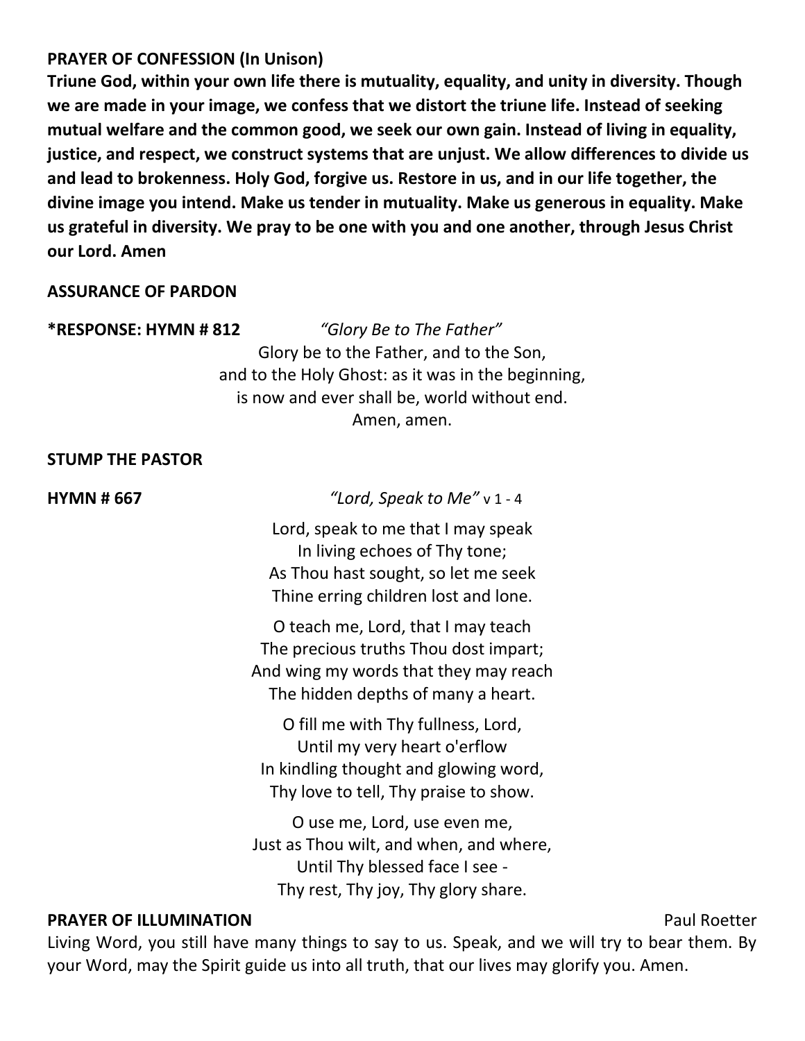**PRAYER OF CONFESSION (In Unison)**

**Triune God, within your own life there is mutuality, equality, and unity in diversity. Though we are made in your image, we confess that we distort the triune life. Instead of seeking mutual welfare and the common good, we seek our own gain. Instead of living in equality, justice, and respect, we construct systems that are unjust. We allow differences to divide us and lead to brokenness. Holy God, forgive us. Restore in us, and in our life together, the divine image you intend. Make us tender in mutuality. Make us generous in equality. Make us grateful in diversity. We pray to be one with you and one another, through Jesus Christ our Lord. Amen**

**ASSURANCE OF PARDON**

**\*RESPONSE: HYMN # 812** *"Glory Be to The Father"*

Glory be to the Father, and to the Son,
and to the Holy Ghost: as it was in the beginning,
is now and ever shall be, world without end.
Amen, amen.

**STUMP THE PASTOR**

**HYMN # 667** *"Lord, Speak to Me"* v 1 - 4

Lord, speak to me that I may speak
In living echoes of Thy tone;
As Thou hast sought, so let me seek
Thine erring children lost and lone.

O teach me, Lord, that I may teach
The precious truths Thou dost impart;
And wing my words that they may reach
The hidden depths of many a heart.

O fill me with Thy fullness, Lord,
Until my very heart o'erflow
In kindling thought and glowing word,
Thy love to tell, Thy praise to show.

O use me, Lord, use even me,
Just as Thou wilt, and when, and where,
Until Thy blessed face I see -
Thy rest, Thy joy, Thy glory share.

**PRAYER OF ILLUMINATION** Paul Roetter

Living Word, you still have many things to say to us. Speak, and we will try to bear them. By your Word, may the Spirit guide us into all truth, that our lives may glorify you. Amen.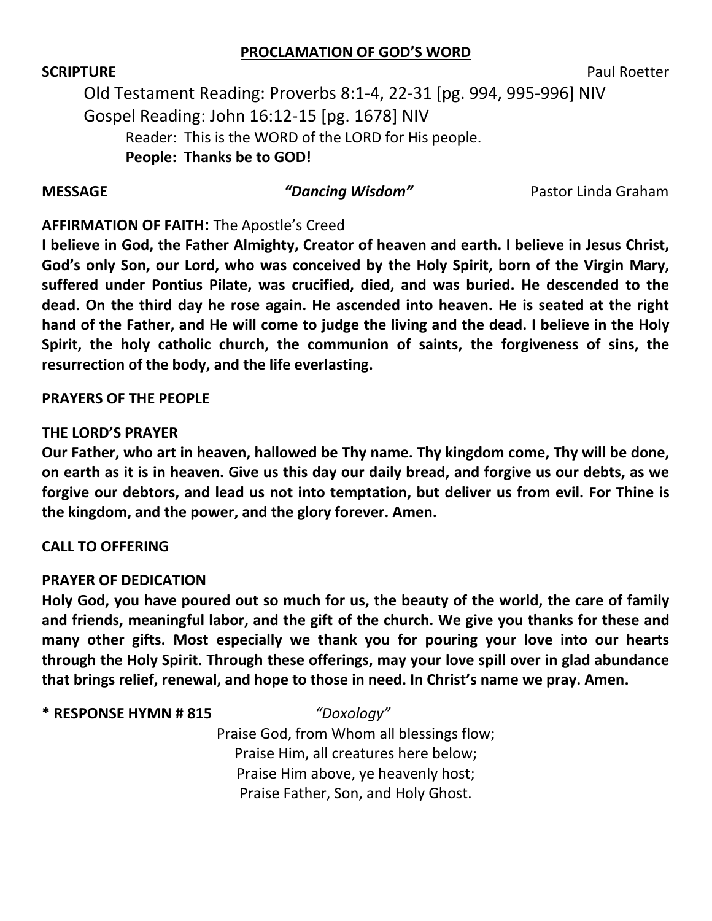## PROCLAMATION OF GOD'S WORD

**SCRIPTURE** Paul Roetter

Old Testament Reading: Proverbs 8:1-4, 22-31 [pg. 994, 995-996] NIV

Gospel Reading: John 16:12-15 [pg. 1678] NIV

Reader: This is the WORD of the LORD for His people.

**People: Thanks be to GOD!**

**MESSAGE** ***"Dancing Wisdom"*** Pastor Linda Graham

**AFFIRMATION OF FAITH:** The Apostle's Creed

**I believe in God, the Father Almighty, Creator of heaven and earth. I believe in Jesus Christ, God's only Son, our Lord, who was conceived by the Holy Spirit, born of the Virgin Mary, suffered under Pontius Pilate, was crucified, died, and was buried. He descended to the dead. On the third day he rose again. He ascended into heaven. He is seated at the right hand of the Father, and He will come to judge the living and the dead. I believe in the Holy Spirit, the holy catholic church, the communion of saints, the forgiveness of sins, the resurrection of the body, and the life everlasting.**

**PRAYERS OF THE PEOPLE**

**THE LORD'S PRAYER**

**Our Father, who art in heaven, hallowed be Thy name. Thy kingdom come, Thy will be done, on earth as it is in heaven. Give us this day our daily bread, and forgive us our debts, as we forgive our debtors, and lead us not into temptation, but deliver us from evil. For Thine is the kingdom, and the power, and the glory forever. Amen.**

**CALL TO OFFERING**

**PRAYER OF DEDICATION**

**Holy God, you have poured out so much for us, the beauty of the world, the care of family and friends, meaningful labor, and the gift of the church. We give you thanks for these and many other gifts. Most especially we thank you for pouring your love into our hearts through the Holy Spirit. Through these offerings, may your love spill over in glad abundance that brings relief, renewal, and hope to those in need. In Christ's name we pray. Amen.**

**\* RESPONSE HYMN # 815** *"Doxology"*

Praise God, from Whom all blessings flow;
Praise Him, all creatures here below;
Praise Him above, ye heavenly host;
Praise Father, Son, and Holy Ghost.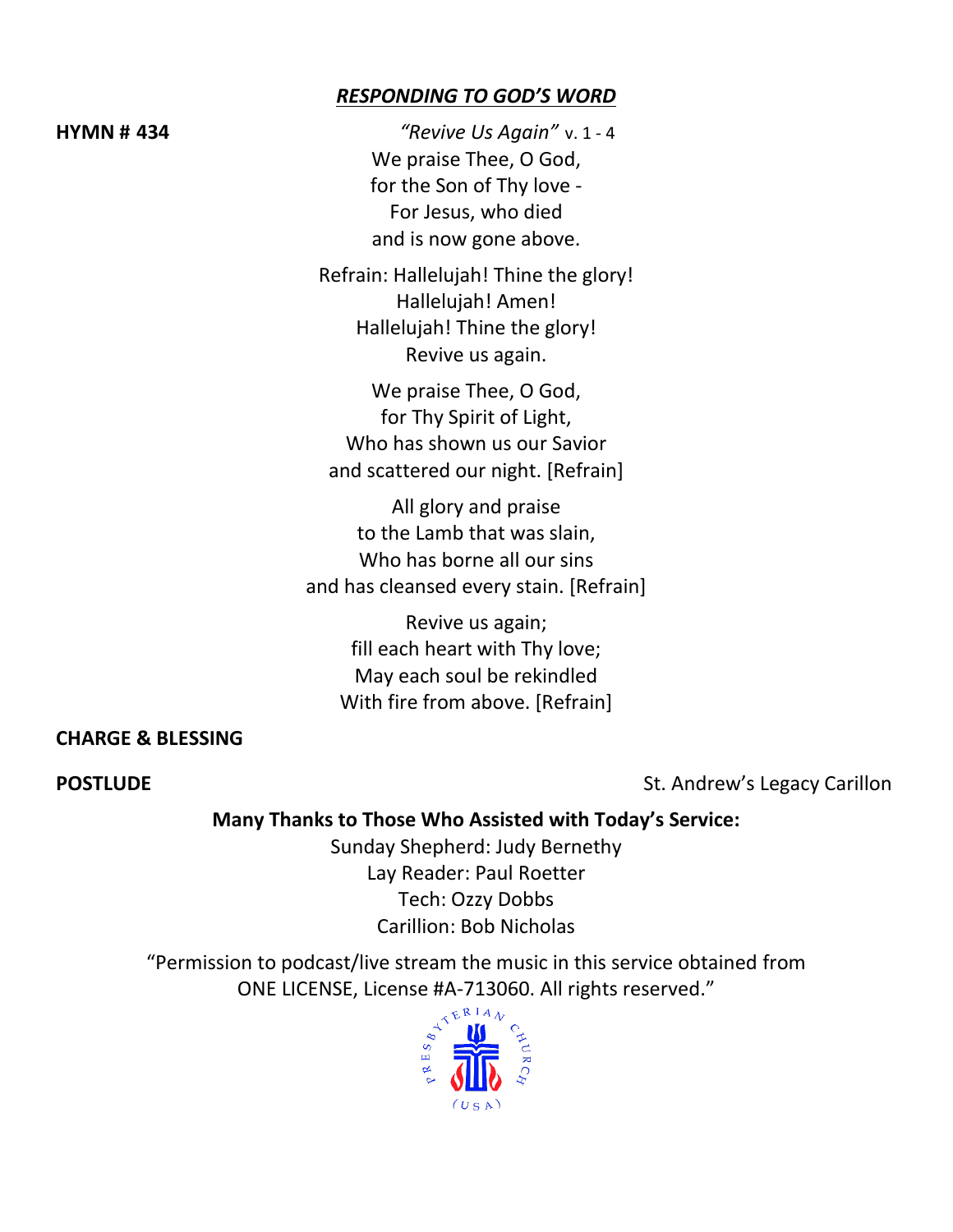## *RESPONDING TO GOD'S WORD*

**HYMN # 434** *"Revive Us Again"* v. 1 - 4

We praise Thee, O God,
for the Son of Thy love -
For Jesus, who died
and is now gone above.

Refrain: Hallelujah! Thine the glory!
Hallelujah! Amen!
Hallelujah! Thine the glory!
Revive us again.

We praise Thee, O God,
for Thy Spirit of Light,
Who has shown us our Savior
and scattered our night. [Refrain]

All glory and praise
to the Lamb that was slain,
Who has borne all our sins
and has cleansed every stain. [Refrain]

Revive us again;
fill each heart with Thy love;
May each soul be rekindled
With fire from above. [Refrain]

**CHARGE & BLESSING**

**POSTLUDE** St. Andrew's Legacy Carillon

**Many Thanks to Those Who Assisted with Today's Service:**

Sunday Shepherd: Judy Bernethy
Lay Reader: Paul Roetter
Tech: Ozzy Dobbs
Carillion: Bob Nicholas

"Permission to podcast/live stream the music in this service obtained from ONE LICENSE, License #A-713060. All rights reserved."

PRESBYTERIAN CHURCH (USA)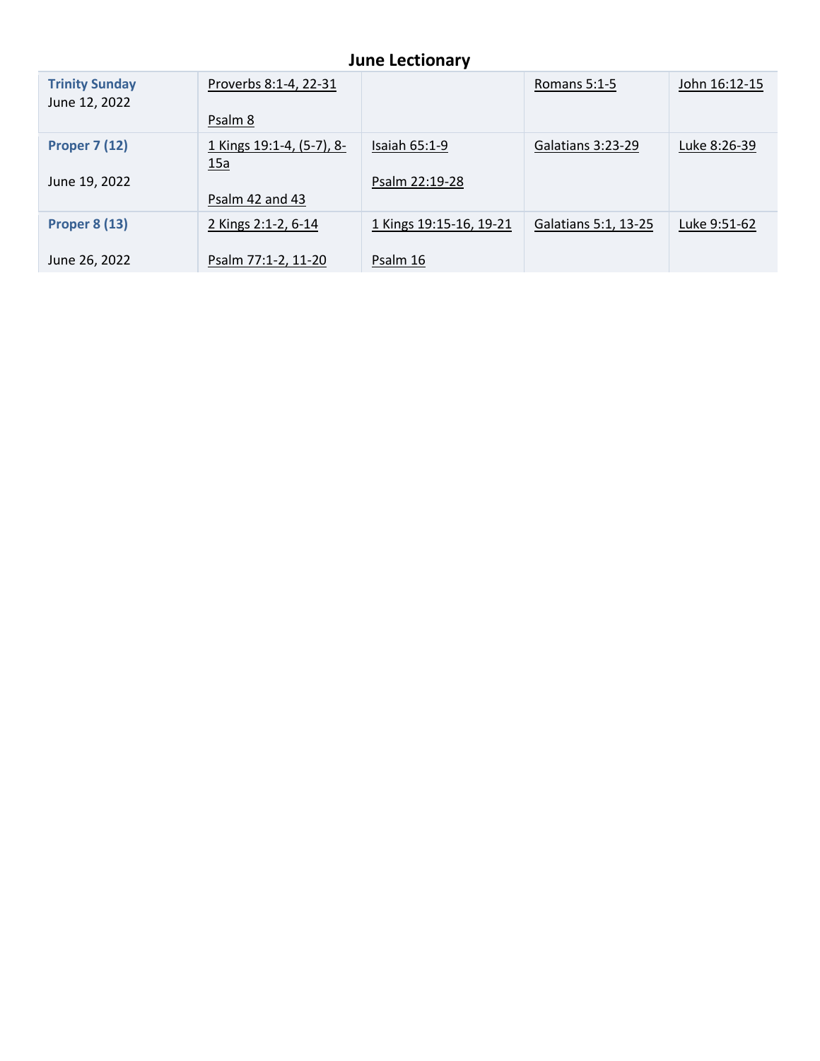# June Lectionary

| | | | | |
|---|---|---|---|---|
| **Trinity Sunday** June 12, 2022 | Proverbs 8:1-4, 22-31<br><br>Psalm 8 | | Romans 5:1-5 | John 16:12-15 |
| **Proper 7 (12)**<br><br>June 19, 2022 | 1 Kings 19:1-4, (5-7), 8-15a<br><br>Psalm 42 and 43 | Isaiah 65:1-9<br><br>Psalm 22:19-28 | Galatians 3:23-29 | Luke 8:26-39 |
| **Proper 8 (13)**<br><br>June 26, 2022 | 2 Kings 2:1-2, 6-14<br><br>Psalm 77:1-2, 11-20 | 1 Kings 19:15-16, 19-21<br><br>Psalm 16 | Galatians 5:1, 13-25 | Luke 9:51-62 |